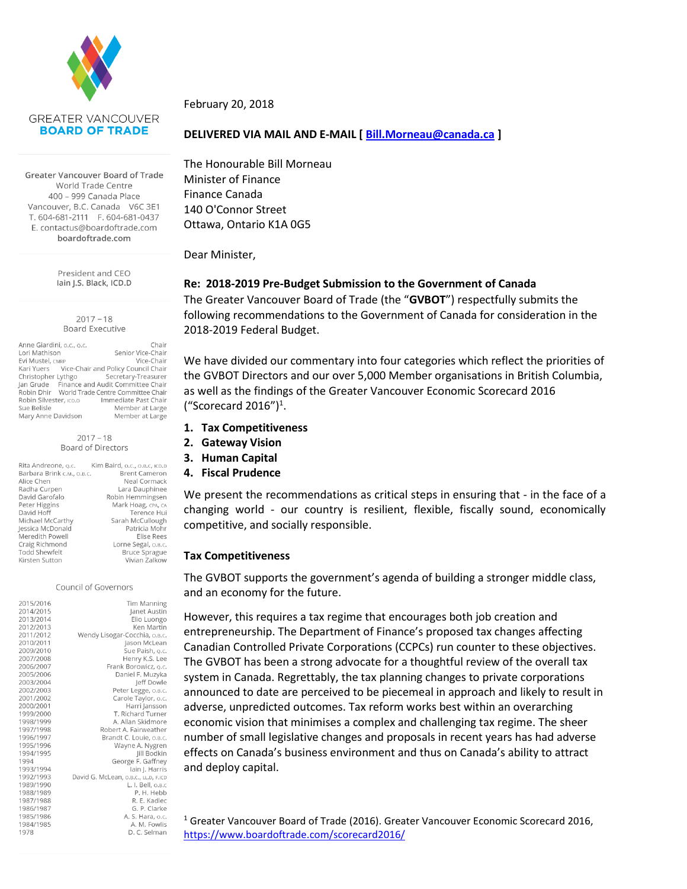GREATER VANCOUVER
**BOARD OF TRADE**

Greater Vancouver Board of Trade
World Trade Centre
400 – 999 Canada Place
Vancouver, B.C. Canada V6C 3E1
T. 604-681-2111 F. 604-681-0437
E. contactus@boardoftrade.com
boardoftrade.com

President and CEO
Iain J.S. Black, ICD.D

2017 – 18
Board Executive

| | |
|---|---|
| Anne Giardini, O.C., Q.C. | Chair |
| Lori Mathison | Senior Vice-Chair |
| Evi Mustel, CMRP | Vice-Chair |
| Kari Yuers | Vice-Chair and Policy Council Chair |
| Christopher Lythgo | Secretary-Treasurer |
| Jan Grude | Finance and Audit Committee Chair |
| Robin Dhir | World Trade Centre Committee Chair |
| Robin Silvester, ICD.D | Immediate Past Chair |
| Sue Belisle | Member at Large |
| Mary Anne Davidson | Member at Large |

2017 – 18
Board of Directors

| | |
|---|---|
| Rita Andreone, Q.C. | Kim Baird, O.C., O.B.C, ICD.D |
| Barbara Brink C.M., O.B.C. | Brent Cameron |
| Alice Chen | Neal Cormack |
| Radha Curpen | Lara Dauphinee |
| David Garofalo | Robin Hemmingsen |
| Peter Higgins | Mark Hoag, CPA, CA |
| David Hoff | Terence Hui |
| Michael McCarthy | Sarah McCullough |
| Jessica McDonald | Patricia Mohr |
| Meredith Powell | Elise Rees |
| Craig Richmond | Lorne Segal, O.B.C. |
| Todd Shewfelt | Bruce Sprague |
| Kirsten Sutton | Vivian Zalkow |

Council of Governors

| | |
|---|---|
| 2015/2016 | Tim Manning |
| 2014/2015 | Janet Austin |
| 2013/2014 | Elio Luongo |
| 2012/2013 | Ken Martin |
| 2011/2012 | Wendy Lisogar-Cocchia, O.B.C. |
| 2010/2011 | Jason McLean |
| 2009/2010 | Sue Paish, Q.C. |
| 2007/2008 | Henry K.S. Lee |
| 2006/2007 | Frank Borowicz, Q.C. |
| 2005/2006 | Daniel F. Muzyka |
| 2003/2004 | Jeff Dowle |
| 2002/2003 | Peter Legge, O.B.C. |
| 2001/2002 | Carole Taylor, O.C. |
| 2000/2001 | Harri Jansson |
| 1999/2000 | T. Richard Turner |
| 1998/1999 | A. Allan Skidmore |
| 1997/1998 | Robert A. Fairweather |
| 1996/1997 | Brandt C. Louie, O.B.C. |
| 1995/1996 | Wayne A. Nygren |
| 1994/1995 | Jill Bodkin |
| 1994 | George F. Gaffney |
| 1993/1994 | Iain J. Harris |
| 1992/1993 | David G. McLean, O.B.C., LL.D, F.ICD |
| 1989/1990 | L. I. Bell, O.B.C |
| 1988/1989 | P. H. Hebb |
| 1987/1988 | R. E. Kadlec |
| 1986/1987 | G. P. Clarke |
| 1985/1986 | A. S. Hara, O.C. |
| 1984/1985 | A. M. Fowlis |
| 1978 | D. C. Selman |

February 20, 2018

**DELIVERED VIA MAIL AND E-MAIL [ Bill.Morneau@canada.ca ]**

The Honourable Bill Morneau
Minister of Finance
Finance Canada
140 O'Connor Street
Ottawa, Ontario K1A 0G5

Dear Minister,

**Re: 2018-2019 Pre-Budget Submission to the Government of Canada**

The Greater Vancouver Board of Trade (the "**GVBOT**") respectfully submits the following recommendations to the Government of Canada for consideration in the 2018-2019 Federal Budget.

We have divided our commentary into four categories which reflect the priorities of the GVBOT Directors and our over 5,000 Member organisations in British Columbia, as well as the findings of the Greater Vancouver Economic Scorecard 2016 ("Scorecard 2016")[1].

1. **Tax Competitiveness**
2. **Gateway Vision**
3. **Human Capital**
4. **Fiscal Prudence**

We present the recommendations as critical steps in ensuring that - in the face of a changing world - our country is resilient, flexible, fiscally sound, economically competitive, and socially responsible.

**Tax Competitiveness**

The GVBOT supports the government's agenda of building a stronger middle class, and an economy for the future.

However, this requires a tax regime that encourages both job creation and entrepreneurship. The Department of Finance's proposed tax changes affecting Canadian Controlled Private Corporations (CCPCs) run counter to these objectives. The GVBOT has been a strong advocate for a thoughtful review of the overall tax system in Canada. Regrettably, the tax planning changes to private corporations announced to date are perceived to be piecemeal in approach and likely to result in adverse, unpredicted outcomes. Tax reform works best within an overarching economic vision that minimises a complex and challenging tax regime. The sheer number of small legislative changes and proposals in recent years has had adverse effects on Canada's business environment and thus on Canada's ability to attract and deploy capital.

[1] Greater Vancouver Board of Trade (2016). Greater Vancouver Economic Scorecard 2016, https://www.boardoftrade.com/scorecard2016/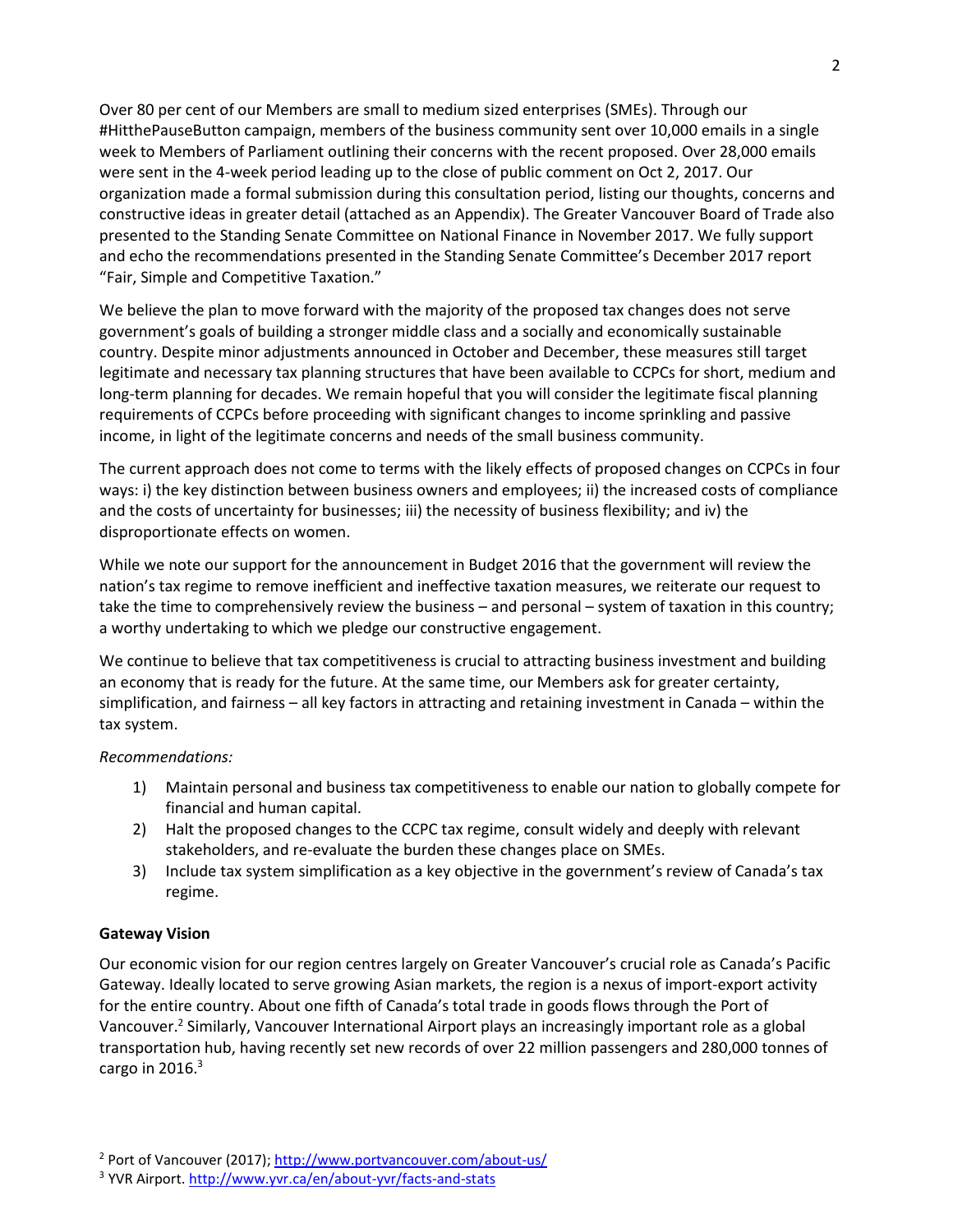Over 80 per cent of our Members are small to medium sized enterprises (SMEs). Through our #HitthePauseButton campaign, members of the business community sent over 10,000 emails in a single week to Members of Parliament outlining their concerns with the recent proposed. Over 28,000 emails were sent in the 4-week period leading up to the close of public comment on Oct 2, 2017. Our organization made a formal submission during this consultation period, listing our thoughts, concerns and constructive ideas in greater detail (attached as an Appendix). The Greater Vancouver Board of Trade also presented to the Standing Senate Committee on National Finance in November 2017. We fully support and echo the recommendations presented in the Standing Senate Committee's December 2017 report "Fair, Simple and Competitive Taxation."

We believe the plan to move forward with the majority of the proposed tax changes does not serve government's goals of building a stronger middle class and a socially and economically sustainable country. Despite minor adjustments announced in October and December, these measures still target legitimate and necessary tax planning structures that have been available to CCPCs for short, medium and long-term planning for decades. We remain hopeful that you will consider the legitimate fiscal planning requirements of CCPCs before proceeding with significant changes to income sprinkling and passive income, in light of the legitimate concerns and needs of the small business community.

The current approach does not come to terms with the likely effects of proposed changes on CCPCs in four ways: i) the key distinction between business owners and employees; ii) the increased costs of compliance and the costs of uncertainty for businesses; iii) the necessity of business flexibility; and iv) the disproportionate effects on women.

While we note our support for the announcement in Budget 2016 that the government will review the nation's tax regime to remove inefficient and ineffective taxation measures, we reiterate our request to take the time to comprehensively review the business – and personal – system of taxation in this country; a worthy undertaking to which we pledge our constructive engagement.

We continue to believe that tax competitiveness is crucial to attracting business investment and building an economy that is ready for the future. At the same time, our Members ask for greater certainty, simplification, and fairness – all key factors in attracting and retaining investment in Canada – within the tax system.

*Recommendations:*

1) Maintain personal and business tax competitiveness to enable our nation to globally compete for financial and human capital.
2) Halt the proposed changes to the CCPC tax regime, consult widely and deeply with relevant stakeholders, and re-evaluate the burden these changes place on SMEs.
3) Include tax system simplification as a key objective in the government's review of Canada's tax regime.

**Gateway Vision**

Our economic vision for our region centres largely on Greater Vancouver's crucial role as Canada's Pacific Gateway. Ideally located to serve growing Asian markets, the region is a nexus of import-export activity for the entire country. About one fifth of Canada's total trade in goods flows through the Port of Vancouver.[2] Similarly, Vancouver International Airport plays an increasingly important role as a global transportation hub, having recently set new records of over 22 million passengers and 280,000 tonnes of cargo in 2016.[3]

[2] Port of Vancouver (2017); http://www.portvancouver.com/about-us/

[3] YVR Airport. http://www.yvr.ca/en/about-yvr/facts-and-stats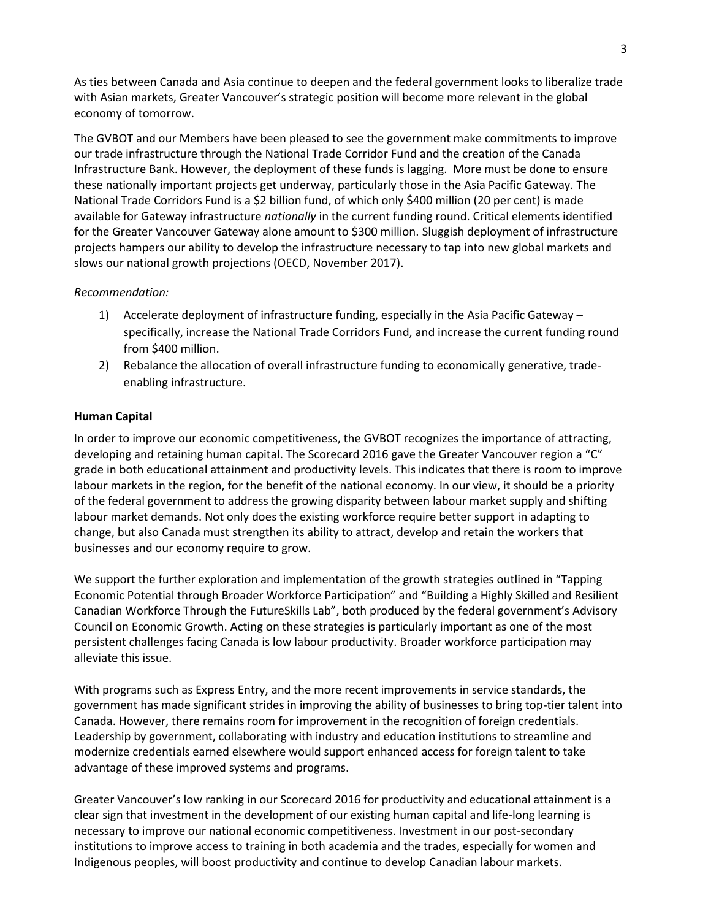As ties between Canada and Asia continue to deepen and the federal government looks to liberalize trade with Asian markets, Greater Vancouver's strategic position will become more relevant in the global economy of tomorrow.

The GVBOT and our Members have been pleased to see the government make commitments to improve our trade infrastructure through the National Trade Corridor Fund and the creation of the Canada Infrastructure Bank. However, the deployment of these funds is lagging. More must be done to ensure these nationally important projects get underway, particularly those in the Asia Pacific Gateway. The National Trade Corridors Fund is a $2 billion fund, of which only $400 million (20 per cent) is made available for Gateway infrastructure *nationally* in the current funding round. Critical elements identified for the Greater Vancouver Gateway alone amount to $300 million. Sluggish deployment of infrastructure projects hampers our ability to develop the infrastructure necessary to tap into new global markets and slows our national growth projections (OECD, November 2017).

*Recommendation:*

1) Accelerate deployment of infrastructure funding, especially in the Asia Pacific Gateway – specifically, increase the National Trade Corridors Fund, and increase the current funding round from $400 million.
2) Rebalance the allocation of overall infrastructure funding to economically generative, trade-enabling infrastructure.

**Human Capital**

In order to improve our economic competitiveness, the GVBOT recognizes the importance of attracting, developing and retaining human capital. The Scorecard 2016 gave the Greater Vancouver region a "C" grade in both educational attainment and productivity levels. This indicates that there is room to improve labour markets in the region, for the benefit of the national economy. In our view, it should be a priority of the federal government to address the growing disparity between labour market supply and shifting labour market demands. Not only does the existing workforce require better support in adapting to change, but also Canada must strengthen its ability to attract, develop and retain the workers that businesses and our economy require to grow.

We support the further exploration and implementation of the growth strategies outlined in "Tapping Economic Potential through Broader Workforce Participation" and "Building a Highly Skilled and Resilient Canadian Workforce Through the FutureSkills Lab", both produced by the federal government's Advisory Council on Economic Growth. Acting on these strategies is particularly important as one of the most persistent challenges facing Canada is low labour productivity. Broader workforce participation may alleviate this issue.

With programs such as Express Entry, and the more recent improvements in service standards, the government has made significant strides in improving the ability of businesses to bring top-tier talent into Canada. However, there remains room for improvement in the recognition of foreign credentials. Leadership by government, collaborating with industry and education institutions to streamline and modernize credentials earned elsewhere would support enhanced access for foreign talent to take advantage of these improved systems and programs.

Greater Vancouver's low ranking in our Scorecard 2016 for productivity and educational attainment is a clear sign that investment in the development of our existing human capital and life-long learning is necessary to improve our national economic competitiveness. Investment in our post-secondary institutions to improve access to training in both academia and the trades, especially for women and Indigenous peoples, will boost productivity and continue to develop Canadian labour markets.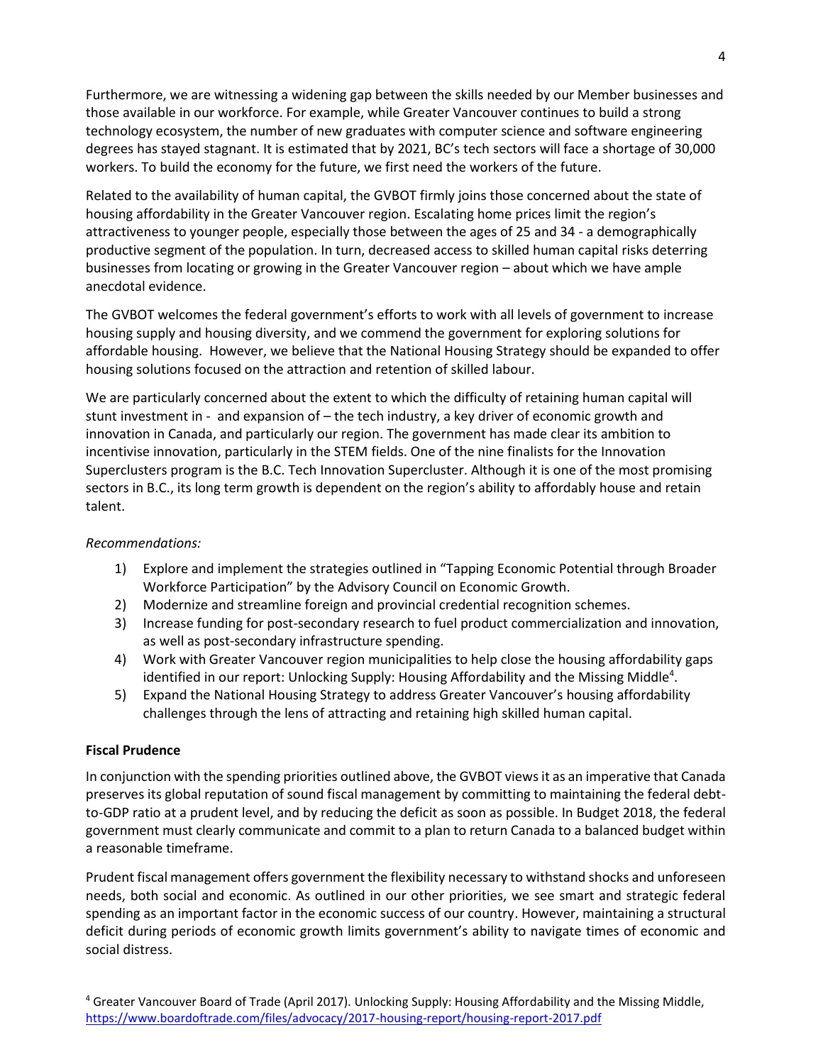Furthermore, we are witnessing a widening gap between the skills needed by our Member businesses and those available in our workforce. For example, while Greater Vancouver continues to build a strong technology ecosystem, the number of new graduates with computer science and software engineering degrees has stayed stagnant. It is estimated that by 2021, BC's tech sectors will face a shortage of 30,000 workers. To build the economy for the future, we first need the workers of the future.

Related to the availability of human capital, the GVBOT firmly joins those concerned about the state of housing affordability in the Greater Vancouver region. Escalating home prices limit the region's attractiveness to younger people, especially those between the ages of 25 and 34 - a demographically productive segment of the population. In turn, decreased access to skilled human capital risks deterring businesses from locating or growing in the Greater Vancouver region – about which we have ample anecdotal evidence.

The GVBOT welcomes the federal government's efforts to work with all levels of government to increase housing supply and housing diversity, and we commend the government for exploring solutions for affordable housing. However, we believe that the National Housing Strategy should be expanded to offer housing solutions focused on the attraction and retention of skilled labour.

We are particularly concerned about the extent to which the difficulty of retaining human capital will stunt investment in - and expansion of – the tech industry, a key driver of economic growth and innovation in Canada, and particularly our region. The government has made clear its ambition to incentivise innovation, particularly in the STEM fields. One of the nine finalists for the Innovation Superclusters program is the B.C. Tech Innovation Supercluster. Although it is one of the most promising sectors in B.C., its long term growth is dependent on the region's ability to affordably house and retain talent.

*Recommendations:*

1) Explore and implement the strategies outlined in "Tapping Economic Potential through Broader Workforce Participation" by the Advisory Council on Economic Growth.
2) Modernize and streamline foreign and provincial credential recognition schemes.
3) Increase funding for post-secondary research to fuel product commercialization and innovation, as well as post-secondary infrastructure spending.
4) Work with Greater Vancouver region municipalities to help close the housing affordability gaps identified in our report: Unlocking Supply: Housing Affordability and the Missing Middle[4].
5) Expand the National Housing Strategy to address Greater Vancouver's housing affordability challenges through the lens of attracting and retaining high skilled human capital.

**Fiscal Prudence**

In conjunction with the spending priorities outlined above, the GVBOT views it as an imperative that Canada preserves its global reputation of sound fiscal management by committing to maintaining the federal debt-to-GDP ratio at a prudent level, and by reducing the deficit as soon as possible. In Budget 2018, the federal government must clearly communicate and commit to a plan to return Canada to a balanced budget within a reasonable timeframe.

Prudent fiscal management offers government the flexibility necessary to withstand shocks and unforeseen needs, both social and economic. As outlined in our other priorities, we see smart and strategic federal spending as an important factor in the economic success of our country. However, maintaining a structural deficit during periods of economic growth limits government's ability to navigate times of economic and social distress.

[4] Greater Vancouver Board of Trade (April 2017). Unlocking Supply: Housing Affordability and the Missing Middle, https://www.boardoftrade.com/files/advocacy/2017-housing-report/housing-report-2017.pdf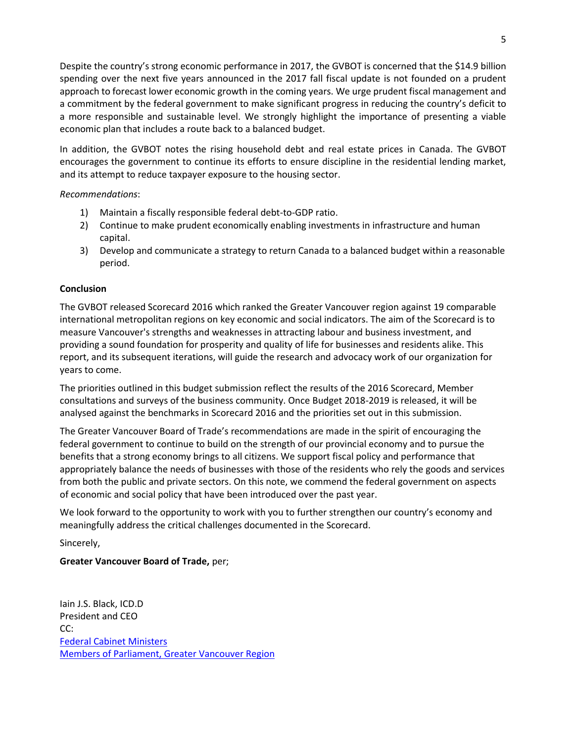Despite the country's strong economic performance in 2017, the GVBOT is concerned that the $14.9 billion spending over the next five years announced in the 2017 fall fiscal update is not founded on a prudent approach to forecast lower economic growth in the coming years. We urge prudent fiscal management and a commitment by the federal government to make significant progress in reducing the country's deficit to a more responsible and sustainable level. We strongly highlight the importance of presenting a viable economic plan that includes a route back to a balanced budget.

In addition, the GVBOT notes the rising household debt and real estate prices in Canada. The GVBOT encourages the government to continue its efforts to ensure discipline in the residential lending market, and its attempt to reduce taxpayer exposure to the housing sector.

*Recommendations*:

1) Maintain a fiscally responsible federal debt-to-GDP ratio.
2) Continue to make prudent economically enabling investments in infrastructure and human capital.
3) Develop and communicate a strategy to return Canada to a balanced budget within a reasonable period.

**Conclusion**

The GVBOT released Scorecard 2016 which ranked the Greater Vancouver region against 19 comparable international metropolitan regions on key economic and social indicators. The aim of the Scorecard is to measure Vancouver's strengths and weaknesses in attracting labour and business investment, and providing a sound foundation for prosperity and quality of life for businesses and residents alike. This report, and its subsequent iterations, will guide the research and advocacy work of our organization for years to come.

The priorities outlined in this budget submission reflect the results of the 2016 Scorecard, Member consultations and surveys of the business community. Once Budget 2018-2019 is released, it will be analysed against the benchmarks in Scorecard 2016 and the priorities set out in this submission.

The Greater Vancouver Board of Trade's recommendations are made in the spirit of encouraging the federal government to continue to build on the strength of our provincial economy and to pursue the benefits that a strong economy brings to all citizens. We support fiscal policy and performance that appropriately balance the needs of businesses with those of the residents who rely the goods and services from both the public and private sectors. On this note, we commend the federal government on aspects of economic and social policy that have been introduced over the past year.

We look forward to the opportunity to work with you to further strengthen our country's economy and meaningfully address the critical challenges documented in the Scorecard.

Sincerely,

**Greater Vancouver Board of Trade,** per;

Iain J.S. Black, ICD.D
President and CEO
CC:
[Federal Cabinet Ministers]
[Members of Parliament, Greater Vancouver Region]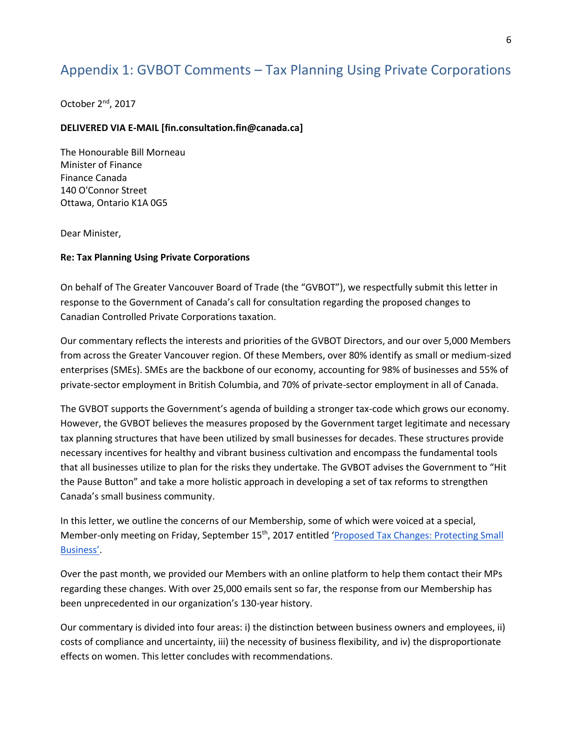## Appendix 1: GVBOT Comments – Tax Planning Using Private Corporations

October 2nd, 2017

**DELIVERED VIA E-MAIL [fin.consultation.fin@canada.ca]**

The Honourable Bill Morneau  
Minister of Finance  
Finance Canada  
140 O'Connor Street  
Ottawa, Ontario K1A 0G5

Dear Minister,

**Re: Tax Planning Using Private Corporations**

On behalf of The Greater Vancouver Board of Trade (the "GVBOT"), we respectfully submit this letter in response to the Government of Canada's call for consultation regarding the proposed changes to Canadian Controlled Private Corporations taxation.

Our commentary reflects the interests and priorities of the GVBOT Directors, and our over 5,000 Members from across the Greater Vancouver region. Of these Members, over 80% identify as small or medium-sized enterprises (SMEs). SMEs are the backbone of our economy, accounting for 98% of businesses and 55% of private-sector employment in British Columbia, and 70% of private-sector employment in all of Canada.

The GVBOT supports the Government's agenda of building a stronger tax-code which grows our economy. However, the GVBOT believes the measures proposed by the Government target legitimate and necessary tax planning structures that have been utilized by small businesses for decades. These structures provide necessary incentives for healthy and vibrant business cultivation and encompass the fundamental tools that all businesses utilize to plan for the risks they undertake. The GVBOT advises the Government to "Hit the Pause Button" and take a more holistic approach in developing a set of tax reforms to strengthen Canada's small business community.

In this letter, we outline the concerns of our Membership, some of which were voiced at a special, Member-only meeting on Friday, September 15th, 2017 entitled 'Proposed Tax Changes: Protecting Small Business'.

Over the past month, we provided our Members with an online platform to help them contact their MPs regarding these changes. With over 25,000 emails sent so far, the response from our Membership has been unprecedented in our organization's 130-year history.

Our commentary is divided into four areas: i) the distinction between business owners and employees, ii) costs of compliance and uncertainty, iii) the necessity of business flexibility, and iv) the disproportionate effects on women. This letter concludes with recommendations.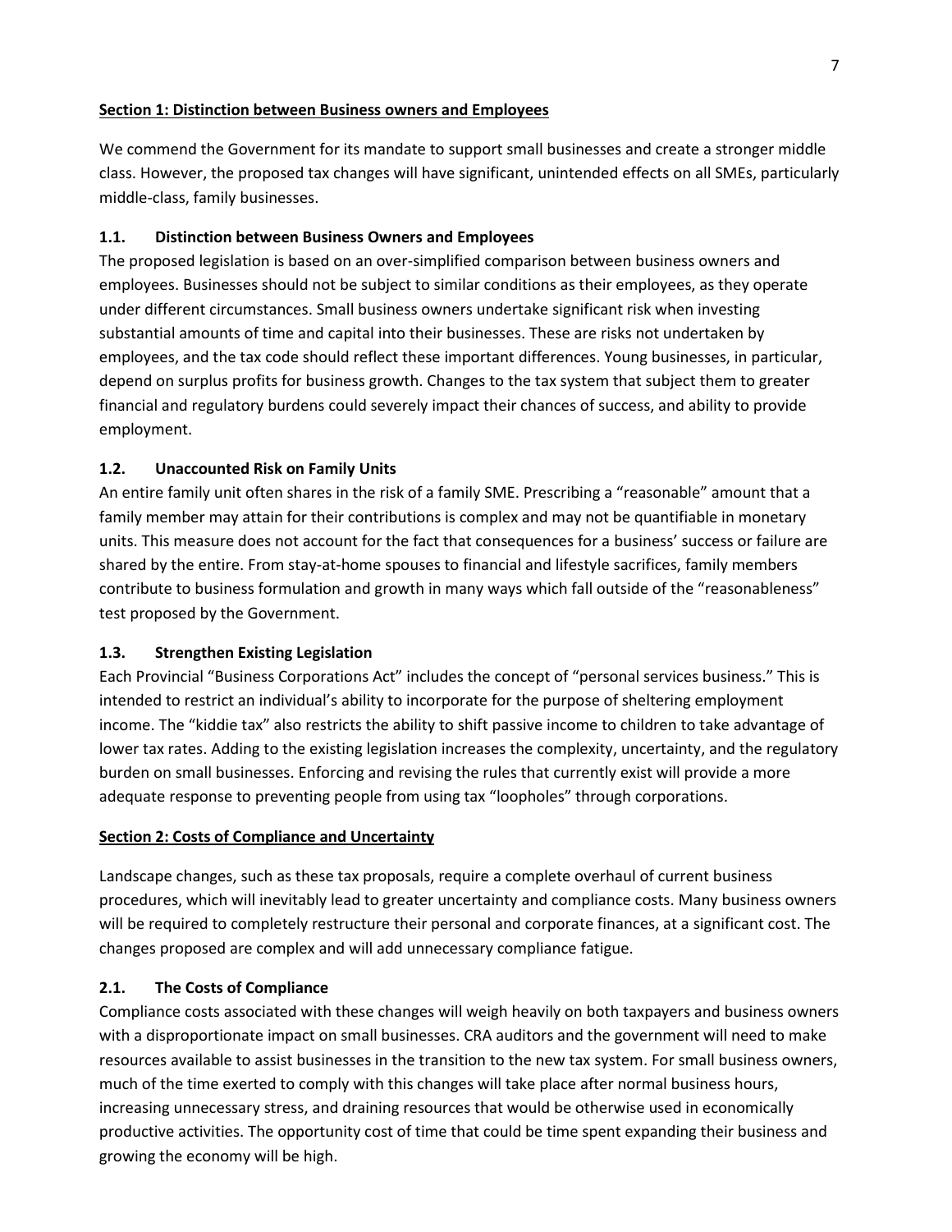## Section 1: Distinction between Business owners and Employees

We commend the Government for its mandate to support small businesses and create a stronger middle class. However, the proposed tax changes will have significant, unintended effects on all SMEs, particularly middle-class, family businesses.

### 1.1. Distinction between Business Owners and Employees

The proposed legislation is based on an over-simplified comparison between business owners and employees. Businesses should not be subject to similar conditions as their employees, as they operate under different circumstances. Small business owners undertake significant risk when investing substantial amounts of time and capital into their businesses. These are risks not undertaken by employees, and the tax code should reflect these important differences. Young businesses, in particular, depend on surplus profits for business growth. Changes to the tax system that subject them to greater financial and regulatory burdens could severely impact their chances of success, and ability to provide employment.

### 1.2. Unaccounted Risk on Family Units

An entire family unit often shares in the risk of a family SME. Prescribing a "reasonable" amount that a family member may attain for their contributions is complex and may not be quantifiable in monetary units. This measure does not account for the fact that consequences for a business' success or failure are shared by the entire. From stay-at-home spouses to financial and lifestyle sacrifices, family members contribute to business formulation and growth in many ways which fall outside of the "reasonableness" test proposed by the Government.

### 1.3. Strengthen Existing Legislation

Each Provincial "Business Corporations Act" includes the concept of "personal services business." This is intended to restrict an individual's ability to incorporate for the purpose of sheltering employment income. The "kiddie tax" also restricts the ability to shift passive income to children to take advantage of lower tax rates. Adding to the existing legislation increases the complexity, uncertainty, and the regulatory burden on small businesses. Enforcing and revising the rules that currently exist will provide a more adequate response to preventing people from using tax "loopholes" through corporations.

## Section 2: Costs of Compliance and Uncertainty

Landscape changes, such as these tax proposals, require a complete overhaul of current business procedures, which will inevitably lead to greater uncertainty and compliance costs. Many business owners will be required to completely restructure their personal and corporate finances, at a significant cost. The changes proposed are complex and will add unnecessary compliance fatigue.

### 2.1. The Costs of Compliance

Compliance costs associated with these changes will weigh heavily on both taxpayers and business owners with a disproportionate impact on small businesses. CRA auditors and the government will need to make resources available to assist businesses in the transition to the new tax system. For small business owners, much of the time exerted to comply with this changes will take place after normal business hours, increasing unnecessary stress, and draining resources that would be otherwise used in economically productive activities. The opportunity cost of time that could be time spent expanding their business and growing the economy will be high.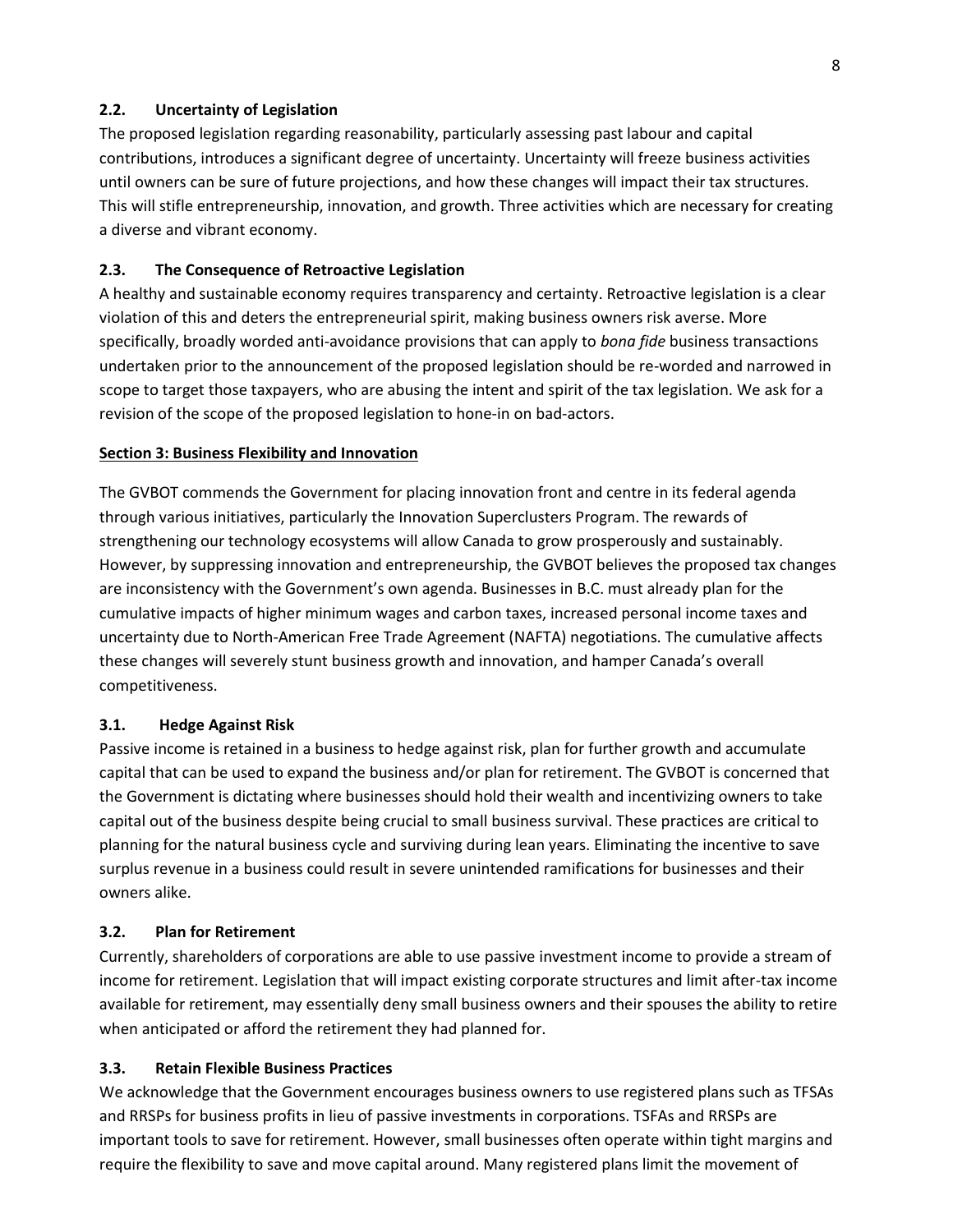### 2.2. Uncertainty of Legislation

The proposed legislation regarding reasonability, particularly assessing past labour and capital contributions, introduces a significant degree of uncertainty. Uncertainty will freeze business activities until owners can be sure of future projections, and how these changes will impact their tax structures. This will stifle entrepreneurship, innovation, and growth. Three activities which are necessary for creating a diverse and vibrant economy.

### 2.3. The Consequence of Retroactive Legislation

A healthy and sustainable economy requires transparency and certainty. Retroactive legislation is a clear violation of this and deters the entrepreneurial spirit, making business owners risk averse. More specifically, broadly worded anti-avoidance provisions that can apply to *bona fide* business transactions undertaken prior to the announcement of the proposed legislation should be re-worded and narrowed in scope to target those taxpayers, who are abusing the intent and spirit of the tax legislation. We ask for a revision of the scope of the proposed legislation to hone-in on bad-actors.

## Section 3: Business Flexibility and Innovation

The GVBOT commends the Government for placing innovation front and centre in its federal agenda through various initiatives, particularly the Innovation Superclusters Program. The rewards of strengthening our technology ecosystems will allow Canada to grow prosperously and sustainably. However, by suppressing innovation and entrepreneurship, the GVBOT believes the proposed tax changes are inconsistency with the Government's own agenda. Businesses in B.C. must already plan for the cumulative impacts of higher minimum wages and carbon taxes, increased personal income taxes and uncertainty due to North-American Free Trade Agreement (NAFTA) negotiations. The cumulative affects these changes will severely stunt business growth and innovation, and hamper Canada's overall competitiveness.

### 3.1. Hedge Against Risk

Passive income is retained in a business to hedge against risk, plan for further growth and accumulate capital that can be used to expand the business and/or plan for retirement. The GVBOT is concerned that the Government is dictating where businesses should hold their wealth and incentivizing owners to take capital out of the business despite being crucial to small business survival. These practices are critical to planning for the natural business cycle and surviving during lean years. Eliminating the incentive to save surplus revenue in a business could result in severe unintended ramifications for businesses and their owners alike.

### 3.2. Plan for Retirement

Currently, shareholders of corporations are able to use passive investment income to provide a stream of income for retirement. Legislation that will impact existing corporate structures and limit after-tax income available for retirement, may essentially deny small business owners and their spouses the ability to retire when anticipated or afford the retirement they had planned for.

### 3.3. Retain Flexible Business Practices

We acknowledge that the Government encourages business owners to use registered plans such as TFSAs and RRSPs for business profits in lieu of passive investments in corporations. TSFAs and RRSPs are important tools to save for retirement. However, small businesses often operate within tight margins and require the flexibility to save and move capital around. Many registered plans limit the movement of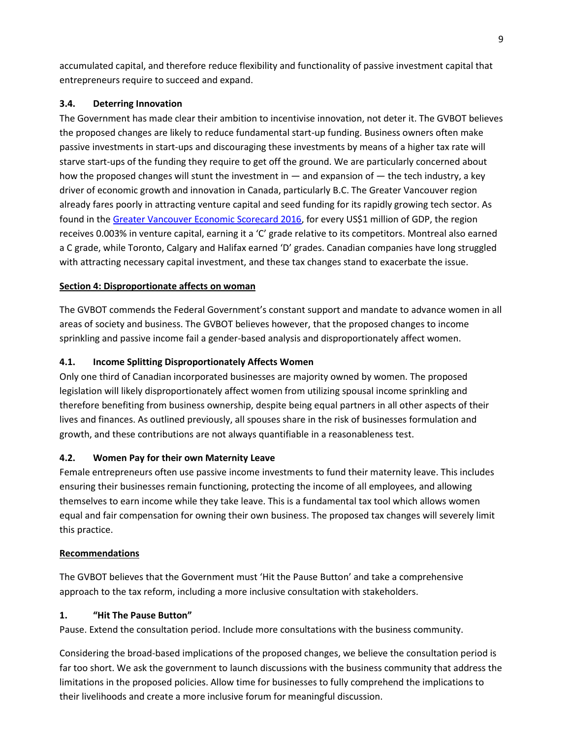accumulated capital, and therefore reduce flexibility and functionality of passive investment capital that entrepreneurs require to succeed and expand.

### 3.4. Deterring Innovation

The Government has made clear their ambition to incentivise innovation, not deter it. The GVBOT believes the proposed changes are likely to reduce fundamental start-up funding. Business owners often make passive investments in start-ups and discouraging these investments by means of a higher tax rate will starve start-ups of the funding they require to get off the ground. We are particularly concerned about how the proposed changes will stunt the investment in — and expansion of — the tech industry, a key driver of economic growth and innovation in Canada, particularly B.C. The Greater Vancouver region already fares poorly in attracting venture capital and seed funding for its rapidly growing tech sector. As found in the Greater Vancouver Economic Scorecard 2016, for every US$1 million of GDP, the region receives 0.003% in venture capital, earning it a 'C' grade relative to its competitors. Montreal also earned a C grade, while Toronto, Calgary and Halifax earned 'D' grades. Canadian companies have long struggled with attracting necessary capital investment, and these tax changes stand to exacerbate the issue.

## Section 4: Disproportionate affects on woman

The GVBOT commends the Federal Government's constant support and mandate to advance women in all areas of society and business. The GVBOT believes however, that the proposed changes to income sprinkling and passive income fail a gender-based analysis and disproportionately affect women.

### 4.1. Income Splitting Disproportionately Affects Women

Only one third of Canadian incorporated businesses are majority owned by women. The proposed legislation will likely disproportionately affect women from utilizing spousal income sprinkling and therefore benefiting from business ownership, despite being equal partners in all other aspects of their lives and finances. As outlined previously, all spouses share in the risk of businesses formulation and growth, and these contributions are not always quantifiable in a reasonableness test.

### 4.2. Women Pay for their own Maternity Leave

Female entrepreneurs often use passive income investments to fund their maternity leave. This includes ensuring their businesses remain functioning, protecting the income of all employees, and allowing themselves to earn income while they take leave. This is a fundamental tax tool which allows women equal and fair compensation for owning their own business. The proposed tax changes will severely limit this practice.

## Recommendations

The GVBOT believes that the Government must 'Hit the Pause Button' and take a comprehensive approach to the tax reform, including a more inclusive consultation with stakeholders.

### 1. "Hit The Pause Button"

Pause. Extend the consultation period. Include more consultations with the business community.

Considering the broad-based implications of the proposed changes, we believe the consultation period is far too short. We ask the government to launch discussions with the business community that address the limitations in the proposed policies. Allow time for businesses to fully comprehend the implications to their livelihoods and create a more inclusive forum for meaningful discussion.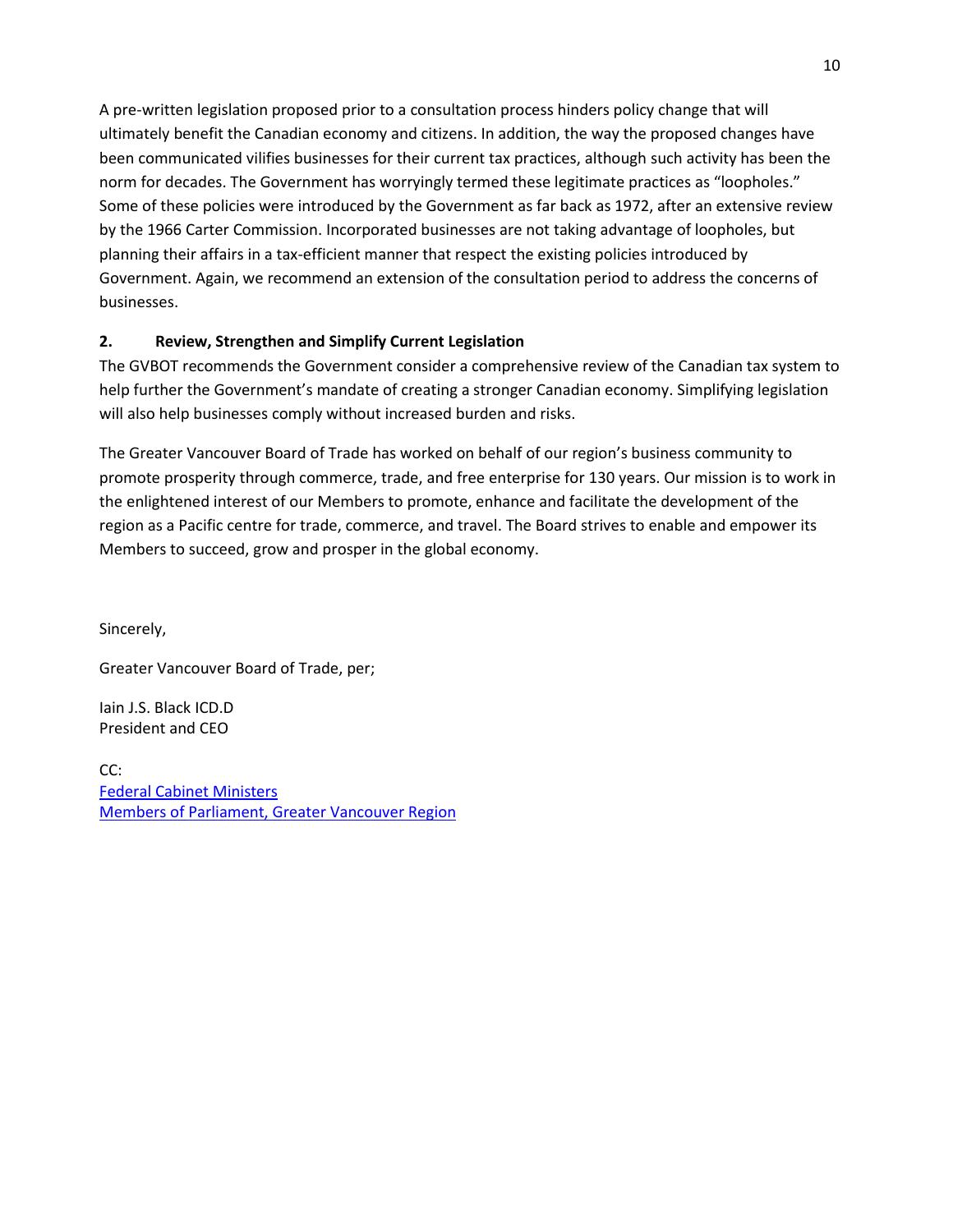A pre-written legislation proposed prior to a consultation process hinders policy change that will ultimately benefit the Canadian economy and citizens. In addition, the way the proposed changes have been communicated vilifies businesses for their current tax practices, although such activity has been the norm for decades. The Government has worryingly termed these legitimate practices as "loopholes." Some of these policies were introduced by the Government as far back as 1972, after an extensive review by the 1966 Carter Commission. Incorporated businesses are not taking advantage of loopholes, but planning their affairs in a tax-efficient manner that respect the existing policies introduced by Government. Again, we recommend an extension of the consultation period to address the concerns of businesses.

**2. Review, Strengthen and Simplify Current Legislation**

The GVBOT recommends the Government consider a comprehensive review of the Canadian tax system to help further the Government's mandate of creating a stronger Canadian economy. Simplifying legislation will also help businesses comply without increased burden and risks.

The Greater Vancouver Board of Trade has worked on behalf of our region's business community to promote prosperity through commerce, trade, and free enterprise for 130 years. Our mission is to work in the enlightened interest of our Members to promote, enhance and facilitate the development of the region as a Pacific centre for trade, commerce, and travel. The Board strives to enable and empower its Members to succeed, grow and prosper in the global economy.

Sincerely,

Greater Vancouver Board of Trade, per;

Iain J.S. Black ICD.D
President and CEO

CC:
Federal Cabinet Ministers
Members of Parliament, Greater Vancouver Region